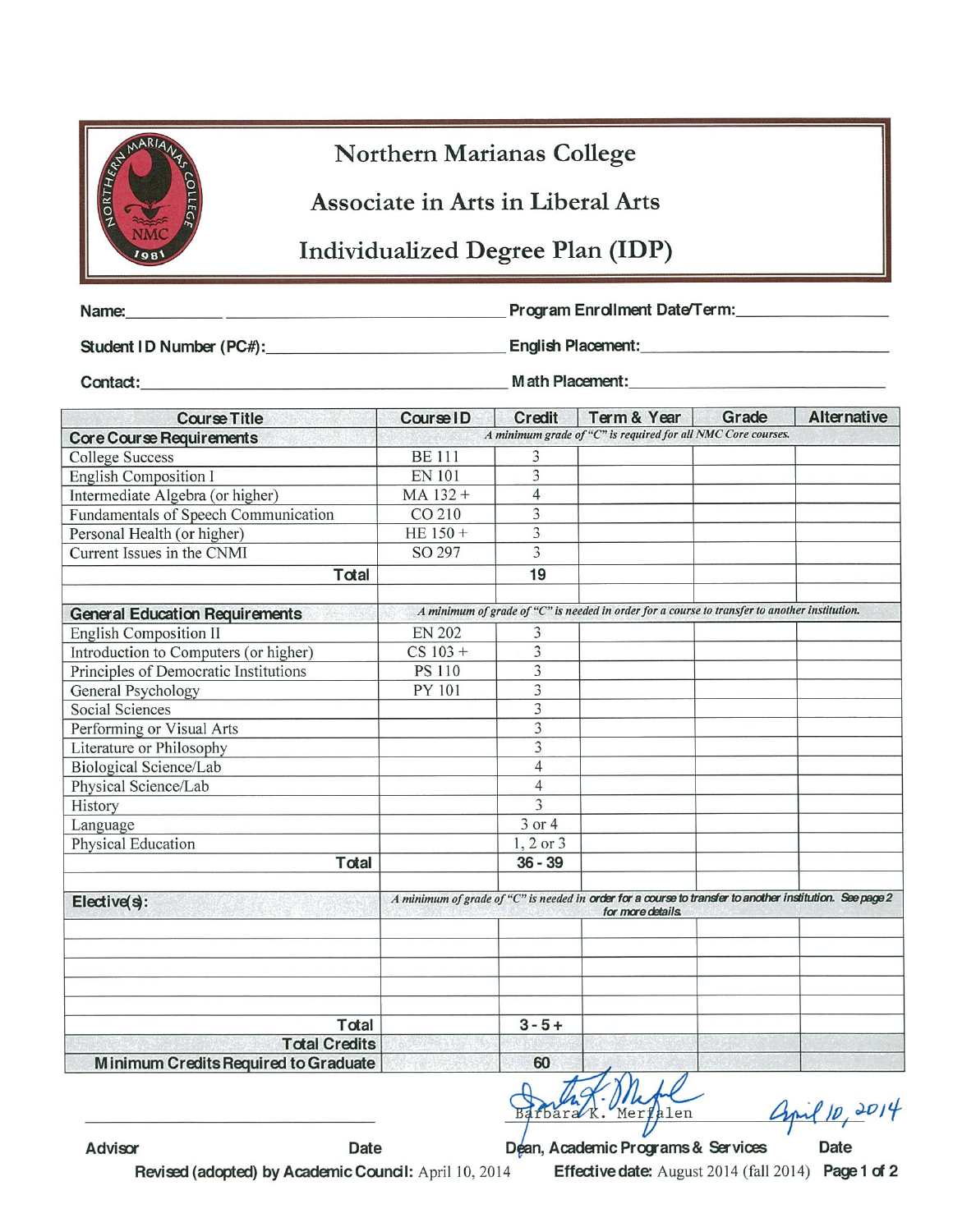# Northern Marianas College

## Associate in Arts in Liberal Arts

## Individualized Degree Plan (IDP)

**Name:** ______________________ **Program Enrollment Date/Term:** ______________

**Student ID Number (PC#):** ______________________ **English Placement:** ______________

**Contact:** ______________________ **Math Placement:** ______________

| Course Title | Course ID | Credit | Term & Year | Grade | Alternative |
|---|---|---|---|---|---|
| **Core Course Requirements** | *A minimum grade of "C" is required for all NMC Core courses.* | | | | |
| College Success | BE 111 | 3 | | | |
| English Composition I | EN 101 | 3 | | | |
| Intermediate Algebra (or higher) | MA 132 + | 4 | | | |
| Fundamentals of Speech Communication | CO 210 | 3 | | | |
| Personal Health (or higher) | HE 150 + | 3 | | | |
| Current Issues in the CNMI | SO 297 | 3 | | | |
| **Total** | | **19** | | | |
| | | | | | |
| **General Education Requirements** | *A minimum of grade of "C" is needed in order for a course to transfer to another institution.* | | | | |
| English Composition II | EN 202 | 3 | | | |
| Introduction to Computers (or higher) | CS 103 + | 3 | | | |
| Principles of Democratic Institutions | PS 110 | 3 | | | |
| General Psychology | PY 101 | 3 | | | |
| Social Sciences | | 3 | | | |
| Performing or Visual Arts | | 3 | | | |
| Literature or Philosophy | | 3 | | | |
| Biological Science/Lab | | 4 | | | |
| Physical Science/Lab | | 4 | | | |
| History | | 3 | | | |
| Language | | 3 or 4 | | | |
| Physical Education | | 1, 2 or 3 | | | |
| **Total** | | **36 - 39** | | | |
| | | | | | |
| **Elective(s):** | *A minimum of grade of "C" is needed in order for a course to transfer to another institution. See page 2 for more details.* | | | | |
| | | | | | |
| | | | | | |
| | | | | | |
| | | | | | |
| | | | | | |
| **Total** | | **3 - 5 +** | | | |
| **Total Credits** | | | | | |
| **Minimum Credits Required to Graduate** | | **60** | | | |

______________________ Barbara K. Merfalen April 10, 2014

**Advisor** **Date** **Dean, Academic Programs & Services** **Date**

**Revised (adopted) by Academic Council:** April 10, 2014 **Effective date:** August 2014 (fall 2014)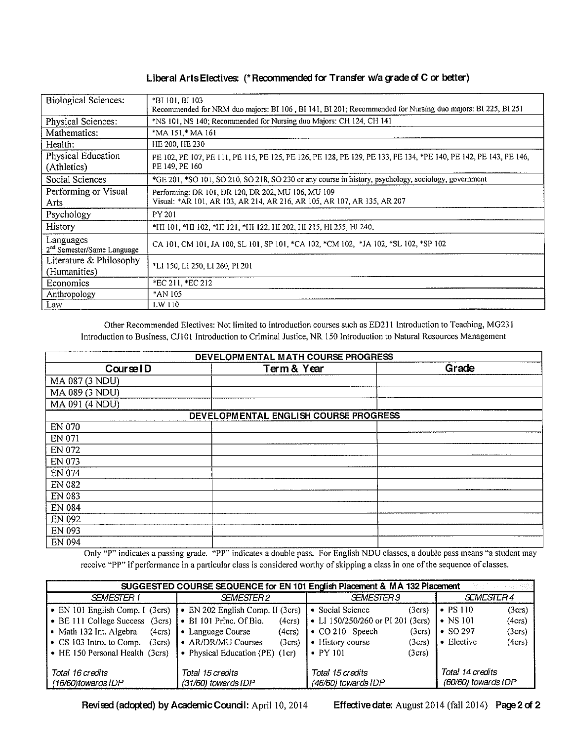## Liberal Arts Electives: (* Recommended for Transfer w/a grade of C or better)

| | |
|---|---|
| Biological Sciences: | *BI 101, BI 103<br>Recommended for NRM duo majors: BI 106 , BI 141, BI 201; Recommended for Nursing duo majors: BI 225, BI 251 |
| Physical Sciences: | *NS 101, NS 140; Recommended for Nursing duo Majors: CH 124, CH 141 |
| Mathematics: | *MA 151,* MA 161 |
| Health: | HE 200, HE 230 |
| Physical Education (Athletics) | PE 102, PE 107, PE 111, PE 115, PE 125, PE 126, PE 128, PE 129, PE 133, PE 134, *PE 140, PE 142, PE 143, PE 146, PE 149, PE 160 |
| Social Sciences | *GE 201, *SO 101, SO 210, SO 218, SO 230 or any course in history, psychology, sociology, government |
| Performing or Visual Arts | Performing: DR 101, DR 120, DR 202, MU 106, MU 109<br>Visual: *AR 101, AR 103, AR 214, AR 216, AR 105, AR 107, AR 135, AR 207 |
| Psychology | PY 201 |
| History | *HI 101, *HI 102, *HI 121, *HI 122, HI 202, HI 215, HI 255, HI 240, |
| Languages<br>2nd Semester/Same Language | CA 101, CM 101, JA 100, SL 101, SP 101, *CA 102, *CM 102, *JA 102, *SL 102, *SP 102 |
| Literature & Philosophy (Humanities) | *LI 150, LI 250, LI 260, PI 201 |
| Economics | *EC 211, *EC 212 |
| Anthropology | *AN 105 |
| Law | LW 110 |

Other Recommended Electives: Not limited to introduction courses such as ED211 Introduction to Teaching, MG231 Introduction to Business, CJ101 Introduction to Criminal Justice, NR 150 Introduction to Natural Resources Management

| DEVELOPMENTAL MATH COURSE PROGRESS | | |
|---|---|---|
| **Course ID** | **Term & Year** | **Grade** |
| MA 087 (3 NDU) | | |
| MA 089 (3 NDU) | | |
| MA 091 (4 NDU) | | |
| **DEVELOPMENTAL ENGLISH COURSE PROGRESS** | | |
| EN 070 | | |
| EN 071 | | |
| EN 072 | | |
| EN 073 | | |
| EN 074 | | |
| EN 082 | | |
| EN 083 | | |
| EN 084 | | |
| EN 092 | | |
| EN 093 | | |
| EN 094 | | |

Only "P" indicates a passing grade. "PP" indicates a double pass. For English NDU classes, a double pass means "a student may receive "PP" if performance in a particular class is considered worthy of skipping a class in one of the sequence of classes.

| SUGGESTED COURSE SEQUENCE for EN 101 English Placement & MA 132 Placement | | | |
|---|---|---|---|
| *SEMESTER 1* | *SEMESTER 2* | *SEMESTER 3* | *SEMESTER 4* |
| • EN 101 English Comp. I (3crs)<br>• BE 111 College Success (3crs)<br>• Math 132 Int. Algebra (4crs)<br>• CS 103 Intro. to Comp. (3crs)<br>• HE 150 Personal Health (3crs) | • EN 202 English Comp. II (3crs)<br>• BI 101 Princ. Of Bio. (4crs)<br>• Language Course (4crs)<br>• AR/DR/MU Courses (3crs)<br>• Physical Education (PE) (1cr) | • Social Science (3crs)<br>• LI 150/250/260 or PI 201 (3crs)<br>• CO 210 Speech (3crs)<br>• History course (3crs)<br>• PY 101 (3crs) | • PS 110 (3crs)<br>• NS 101 (4crs)<br>• SO 297 (3crs)<br>• Elective (4crs) |
| *Total 16 credits (16/60)towards IDP* | *Total 15 credits (31/60) towards IDP* | *Total 15 credits (46/60) towards IDP* | *Total 14 credits (60/60) towards IDP* |

**Revised (adopted) by Academic Council:** April 10, 2014 **Effective date:** August 2014 (fall 2014)